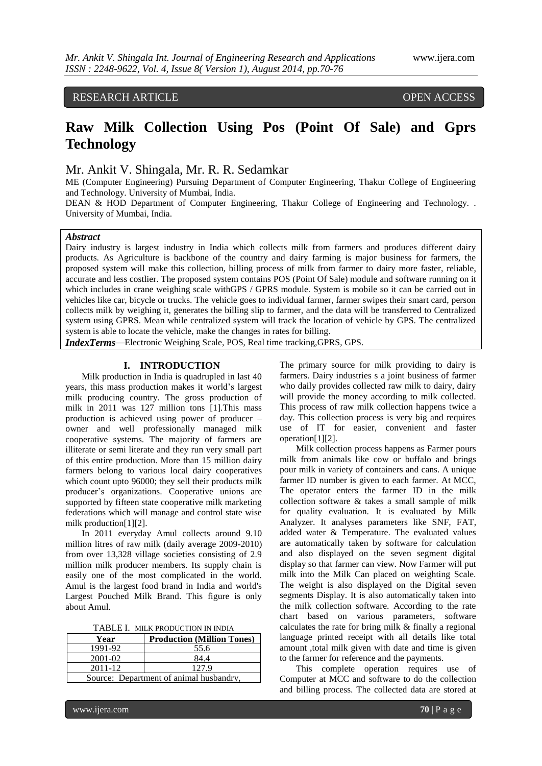RESEARCH ARTICLE OPEN ACCESS

# Raw Milk Collection Using Pos (Point Of Sale) and Gprs Technology

Mr. Ankit V. Shingala, Mr. R. R. Sedamkar

ME (Computer Engineering) Pursuing Department of Computer Engineering, Thakur College of Engineering and Technology. University of Mumbai, India.

DEAN & HOD Department of Computer Engineering, Thakur College of Engineering and Technology. . University of Mumbai, India.

***Abstract***

Dairy industry is largest industry in India which collects milk from farmers and produces different dairy products. As Agriculture is backbone of the country and dairy farming is major business for farmers, the proposed system will make this collection, billing process of milk from farmer to dairy more faster, reliable, accurate and less costlier. The proposed system contains POS (Point Of Sale) module and software running on it which includes in crane weighing scale withGPS / GPRS module. System is mobile so it can be carried out in vehicles like car, bicycle or trucks. The vehicle goes to individual farmer, farmer swipes their smart card, person collects milk by weighing it, generates the billing slip to farmer, and the data will be transferred to Centralized system using GPRS. Mean while centralized system will track the location of vehicle by GPS. The centralized system is able to locate the vehicle, make the changes in rates for billing.

***IndexTerms***—Electronic Weighing Scale, POS, Real time tracking,GPRS, GPS.

## I. INTRODUCTION

Milk production in India is quadrupled in last 40 years, this mass production makes it world's largest milk producing country. The gross production of milk in 2011 was 127 million tons [1].This mass production is achieved using power of producer – owner and well professionally managed milk cooperative systems. The majority of farmers are illiterate or semi literate and they run very small part of this entire production. More than 15 million dairy farmers belong to various local dairy cooperatives which count upto 96000; they sell their products milk producer's organizations. Cooperative unions are supported by fifteen state cooperative milk marketing federations which will manage and control state wise milk production[1][2].

In 2011 everyday Amul collects around 9.10 million litres of raw milk (daily average 2009-2010) from over 13,328 village societies consisting of 2.9 million milk producer members. Its supply chain is easily one of the most complicated in the world. Amul is the largest food brand in India and world's Largest Pouched Milk Brand. This figure is only about Amul.

TABLE I. MILK PRODUCTION IN INDIA

| Year | Production (Million Tones) |
|---|---|
| 1991-92 | 55.6 |
| 2001-02 | 84.4 |
| 2011-12 | 127.9 |
| Source: Department of animal husbandry, | |

The primary source for milk providing to dairy is farmers. Dairy industries s a joint business of farmer who daily provides collected raw milk to dairy, dairy will provide the money according to milk collected. This process of raw milk collection happens twice a day. This collection process is very big and requires use of IT for easier, convenient and faster operation[1][2].

Milk collection process happens as Farmer pours milk from animals like cow or buffalo and brings pour milk in variety of containers and cans. A unique farmer ID number is given to each farmer. At MCC, The operator enters the farmer ID in the milk collection software & takes a small sample of milk for quality evaluation. It is evaluated by Milk Analyzer. It analyses parameters like SNF, FAT, added water & Temperature. The evaluated values are automatically taken by software for calculation and also displayed on the seven segment digital display so that farmer can view. Now Farmer will put milk into the Milk Can placed on weighting Scale. The weight is also displayed on the Digital seven segments Display. It is also automatically taken into the milk collection software. According to the rate chart based on various parameters, software calculates the rate for bring milk & finally a regional language printed receipt with all details like total amount ,total milk given with date and time is given to the farmer for reference and the payments.

This complete operation requires use of Computer at MCC and software to do the collection and billing process. The collected data are stored at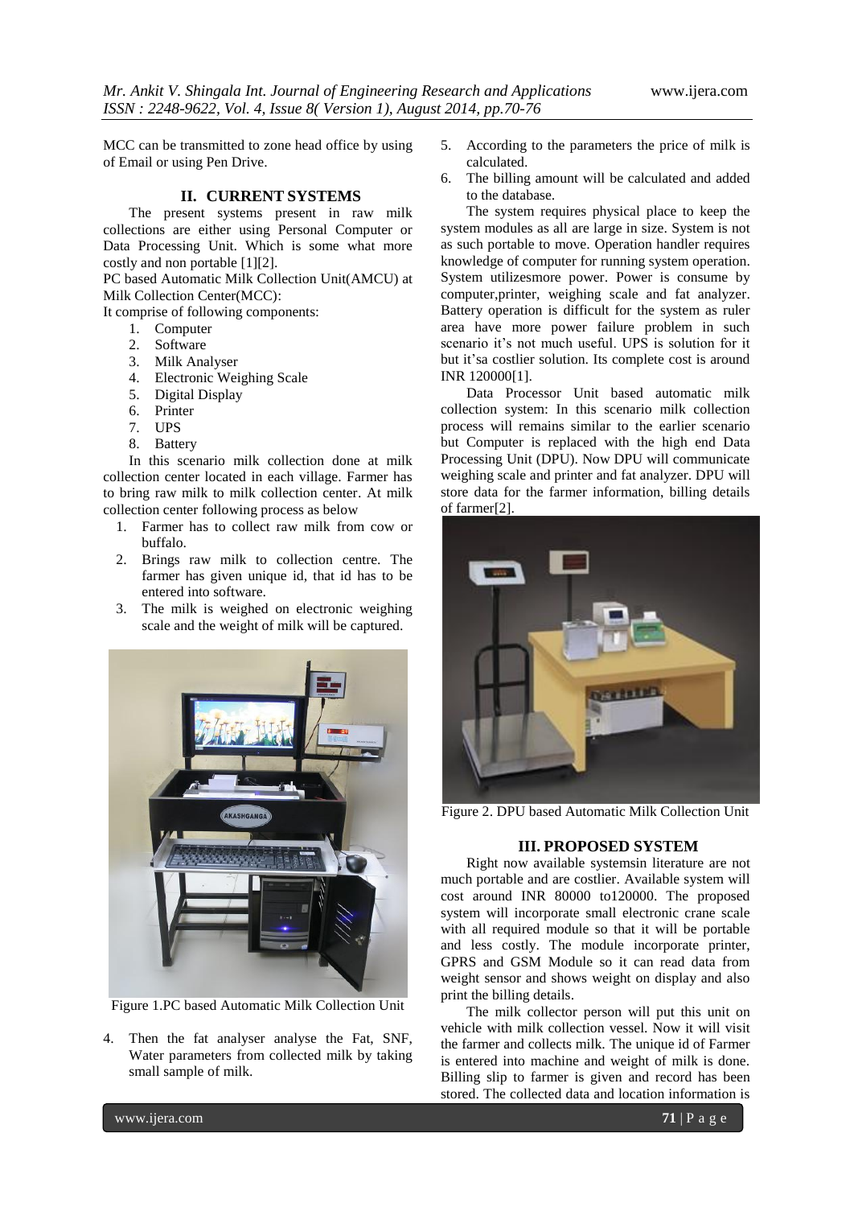MCC can be transmitted to zone head office by using of Email or using Pen Drive.

## II. CURRENT SYSTEMS

The present systems present in raw milk collections are either using Personal Computer or Data Processing Unit. Which is some what more costly and non portable [1][2].

PC based Automatic Milk Collection Unit(AMCU) at Milk Collection Center(MCC):

It comprise of following components:

1. Computer
2. Software
3. Milk Analyser
4. Electronic Weighing Scale
5. Digital Display
6. Printer
7. UPS
8. Battery

In this scenario milk collection done at milk collection center located in each village. Farmer has to bring raw milk to milk collection center. At milk collection center following process as below

1. Farmer has to collect raw milk from cow or buffalo.
2. Brings raw milk to collection centre. The farmer has given unique id, that id has to be entered into software.
3. The milk is weighed on electronic weighing scale and the weight of milk will be captured.

Figure 1.PC based Automatic Milk Collection Unit

4. Then the fat analyser analyse the Fat, SNF, Water parameters from collected milk by taking small sample of milk.
5. According to the parameters the price of milk is calculated.
6. The billing amount will be calculated and added to the database.

The system requires physical place to keep the system modules as all are large in size. System is not as such portable to move. Operation handler requires knowledge of computer for running system operation. System utilizesmore power. Power is consume by computer,printer, weighing scale and fat analyzer. Battery operation is difficult for the system as ruler area have more power failure problem in such scenario it's not much useful. UPS is solution for it but it'sa costlier solution. Its complete cost is around INR 120000[1].

Data Processor Unit based automatic milk collection system: In this scenario milk collection process will remains similar to the earlier scenario but Computer is replaced with the high end Data Processing Unit (DPU). Now DPU will communicate weighing scale and printer and fat analyzer. DPU will store data for the farmer information, billing details of farmer[2].

Figure 2. DPU based Automatic Milk Collection Unit

## III. PROPOSED SYSTEM

Right now available systemsin literature are not much portable and are costlier. Available system will cost around INR 80000 to120000. The proposed system will incorporate small electronic crane scale with all required module so that it will be portable and less costly. The module incorporate printer, GPRS and GSM Module so it can read data from weight sensor and shows weight on display and also print the billing details.

The milk collector person will put this unit on vehicle with milk collection vessel. Now it will visit the farmer and collects milk. The unique id of Farmer is entered into machine and weight of milk is done. Billing slip to farmer is given and record has been stored. The collected data and location information is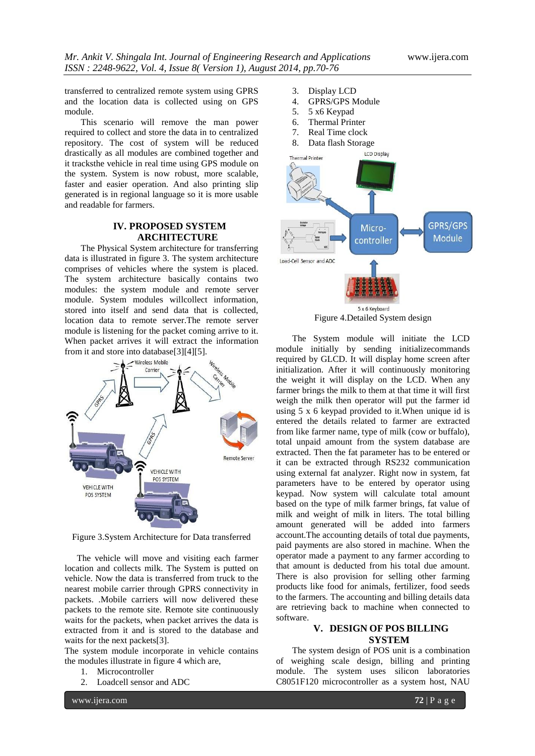transferred to centralized remote system using GPRS and the location data is collected using on GPS module.

This scenario will remove the man power required to collect and store the data in to centralized repository. The cost of system will be reduced drastically as all modules are combined together and it tracksthe vehicle in real time using GPS module on the system. System is now robust, more scalable, faster and easier operation. And also printing slip generated is in regional language so it is more usable and readable for farmers.

## IV. PROPOSED SYSTEM ARCHITECTURE

The Physical System architecture for transferring data is illustrated in figure 3. The system architecture comprises of vehicles where the system is placed. The system architecture basically contains two modules: the system module and remote server module. System modules willcollect information, stored into itself and send data that is collected, location data to remote server.The remote server module is listening for the packet coming arrive to it. When packet arrives it will extract the information from it and store into database[3][4][5].

Figure 3.System Architecture for Data transferred

The vehicle will move and visiting each farmer location and collects milk. The System is putted on vehicle. Now the data is transferred from truck to the nearest mobile carrier through GPRS connectivity in packets. .Mobile carriers will now delivered these packets to the remote site. Remote site continuously waits for the packets, when packet arrives the data is extracted from it and is stored to the database and waits for the next packets[3].

The system module incorporate in vehicle contains the modules illustrate in figure 4 which are,

1. Microcontroller
2. Loadcell sensor and ADC
3. Display LCD
4. GPRS/GPS Module
5. 5 x6 Keypad
6. Thermal Printer
7. Real Time clock
8. Data flash Storage

Figure 4.Detailed System design

The System module will initiate the LCD module initially by sending initializecommands required by GLCD. It will display home screen after initialization. After it will continuously monitoring the weight it will display on the LCD. When any farmer brings the milk to them at that time it will first weigh the milk then operator will put the farmer id using 5 x 6 keypad provided to it.When unique id is entered the details related to farmer are extracted from like farmer name, type of milk (cow or buffalo), total unpaid amount from the system database are extracted. Then the fat parameter has to be entered or it can be extracted through RS232 communication using external fat analyzer. Right now in system, fat parameters have to be entered by operator using keypad. Now system will calculate total amount based on the type of milk farmer brings, fat value of milk and weight of milk in liters. The total billing amount generated will be added into farmers account.The accounting details of total due payments, paid payments are also stored in machine. When the operator made a payment to any farmer according to that amount is deducted from his total due amount. There is also provision for selling other farming products like food for animals, fertilizer, food seeds to the farmers. The accounting and billing details data are retrieving back to machine when connected to software.

## V. DESIGN OF POS BILLING SYSTEM

The system design of POS unit is a combination of weighing scale design, billing and printing module. The system uses silicon laboratories C8051F120 microcontroller as a system host, NAU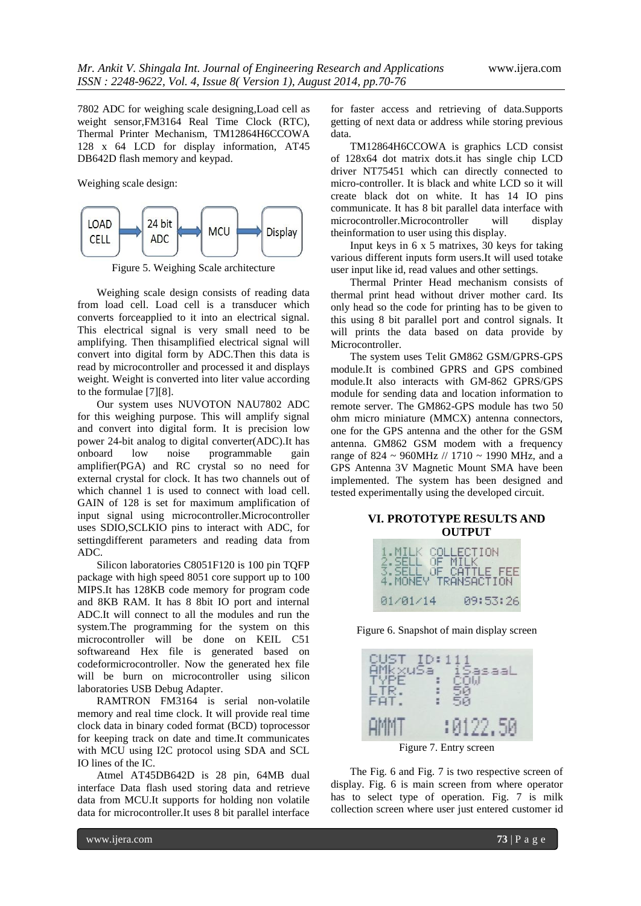7802 ADC for weighing scale designing,Load cell as weight sensor,FM3164 Real Time Clock (RTC), Thermal Printer Mechanism, TM12864H6CCOWA 128 x 64 LCD for display information, AT45 DB642D flash memory and keypad.

Weighing scale design:

LOAD CELL → 24 bit ADC ↔ MCU → Display

Figure 5. Weighing Scale architecture

Weighing scale design consists of reading data from load cell. Load cell is a transducer which converts forceapplied to it into an electrical signal. This electrical signal is very small need to be amplifying. Then thisamplified electrical signal will convert into digital form by ADC.Then this data is read by microcontroller and processed it and displays weight. Weight is converted into liter value according to the formulae [7][8].

Our system uses NUVOTON NAU7802 ADC for this weighing purpose. This will amplify signal and convert into digital form. It is precision low power 24-bit analog to digital converter(ADC).It has onboard low noise programmable gain amplifier(PGA) and RC crystal so no need for external crystal for clock. It has two channels out of which channel 1 is used to connect with load cell. GAIN of 128 is set for maximum amplification of input signal using microcontroller.Microcontroller uses SDIO,SCLKIO pins to interact with ADC, for settingdifferent parameters and reading data from ADC.

Silicon laboratories C8051F120 is 100 pin TQFP package with high speed 8051 core support up to 100 MIPS.It has 128KB code memory for program code and 8KB RAM. It has 8 8bit IO port and internal ADC.It will connect to all the modules and run the system.The programming for the system on this microcontroller will be done on KEIL C51 softwareand Hex file is generated based on codeformicrocontroller. Now the generated hex file will be burn on microcontroller using silicon laboratories USB Debug Adapter.

RAMTRON FM3164 is serial non-volatile memory and real time clock. It will provide real time clock data in binary coded format (BCD) toprocessor for keeping track on date and time.It communicates with MCU using I2C protocol using SDA and SCL IO lines of the IC.

Atmel AT45DB642D is 28 pin, 64MB dual interface Data flash used storing data and retrieve data from MCU.It supports for holding non volatile data for microcontroller.It uses 8 bit parallel interface for faster access and retrieving of data.Supports getting of next data or address while storing previous data.

TM12864H6CCOWA is graphics LCD consist of 128x64 dot matrix dots.it has single chip LCD driver NT75451 which can directly connected to micro-controller. It is black and white LCD so it will create black dot on white. It has 14 IO pins communicate. It has 8 bit parallel data interface with microcontroller.Microcontroller will display theinformation to user using this display.

Input keys in 6 x 5 matrixes, 30 keys for taking various different inputs form users.It will used totake user input like id, read values and other settings.

Thermal Printer Head mechanism consists of thermal print head without driver mother card. Its only head so the code for printing has to be given to this using 8 bit parallel port and control signals. It will prints the data based on data provide by Microcontroller.

The system uses Telit GM862 GSM/GPRS-GPS module.It is combined GPRS and GPS combined module.It also interacts with GM-862 GPRS/GPS module for sending data and location information to remote server. The GM862-GPS module has two 50 ohm micro miniature (MMCX) antenna connectors, one for the GPS antenna and the other for the GSM antenna. GM862 GSM modem with a frequency range of 824 ~ 960MHz // 1710 ~ 1990 MHz, and a GPS Antenna 3V Magnetic Mount SMA have been implemented. The system has been designed and tested experimentally using the developed circuit.

## VI. PROTOTYPE RESULTS AND OUTPUT

Figure 6. Snapshot of main display screen

Figure 7. Entry screen

The Fig. 6 and Fig. 7 is two respective screen of display. Fig. 6 is main screen from where operator has to select type of operation. Fig. 7 is milk collection screen where user just entered customer id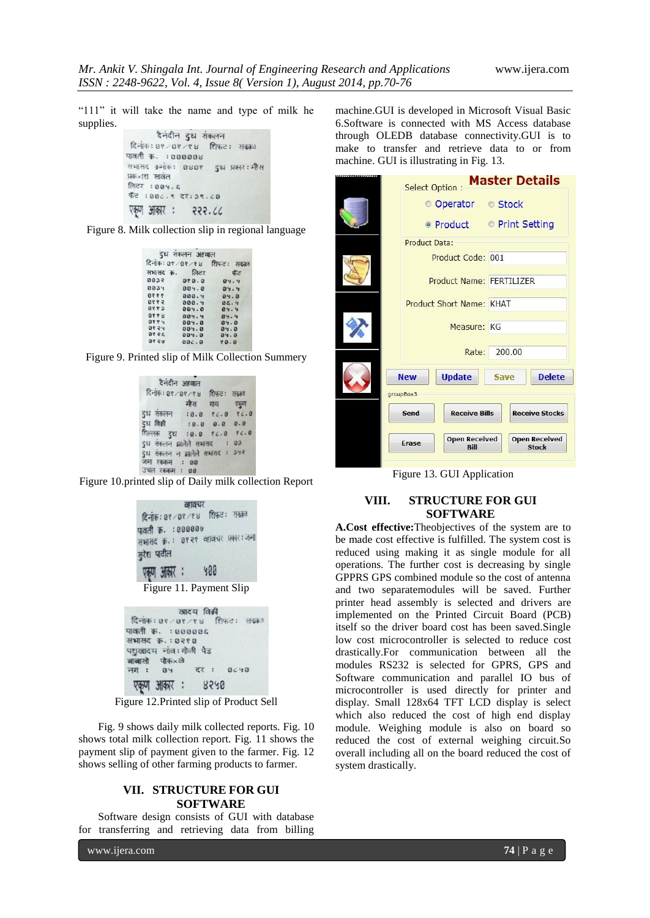"111" it will take the name and type of milk he supplies.

Figure 8. Milk collection slip in regional language

Figure 9. Printed slip of Milk Collection Summery

Figure 10.printed slip of Daily milk collection Report

Figure 11. Payment Slip

Figure 12.Printed slip of Product Sell

Fig. 9 shows daily milk collected reports. Fig. 10 shows total milk collection report. Fig. 11 shows the payment slip of payment given to the farmer. Fig. 12 shows selling of other farming products to farmer.

## VII. STRUCTURE FOR GUI SOFTWARE

Software design consists of GUI with database for transferring and retrieving data from billing machine.GUI is developed in Microsoft Visual Basic 6.Software is connected with MS Access database through OLEDB database connectivity.GUI is to make to transfer and retrieve data to or from machine. GUI is illustrating in Fig. 13.

Figure 13. GUI Application

## VIII. STRUCTURE FOR GUI SOFTWARE

**A.Cost effective:**Theobjectives of the system are to be made cost effective is fulfilled. The system cost is reduced using making it as single module for all operations. The further cost is decreasing by single GPPRS GPS combined module so the cost of antenna and two separatemodules will be saved. Further printer head assembly is selected and drivers are implemented on the Printed Circuit Board (PCB) itself so the driver board cost has been saved.Single low cost microcontroller is selected to reduce cost drastically.For communication between all the modules RS232 is selected for GPRS, GPS and Software communication and parallel IO bus of microcontroller is used directly for printer and display. Small 128x64 TFT LCD display is select which also reduced the cost of high end display module. Weighing module is also on board so reduced the cost of external weighing circuit.So overall including all on the board reduced the cost of system drastically.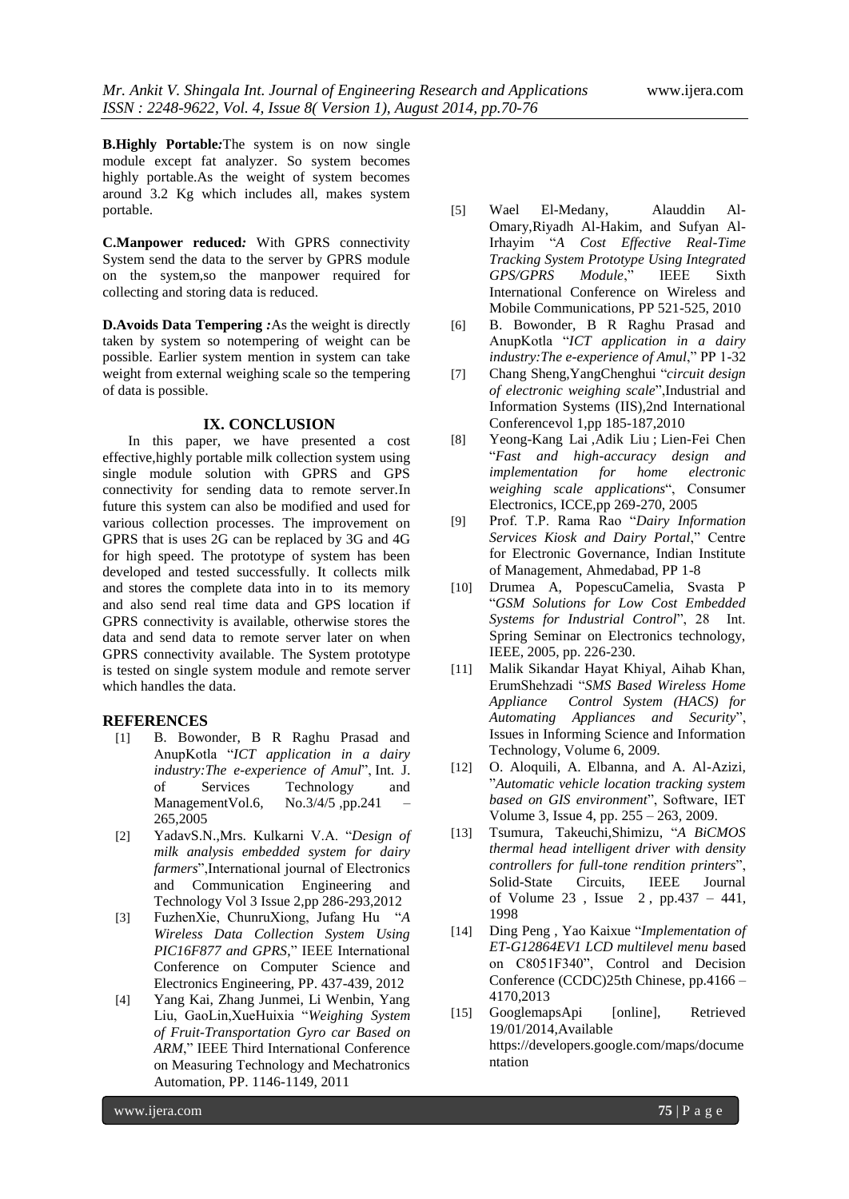**B.Highly Portable:** The system is on now single module except fat analyzer. So system becomes highly portable.As the weight of system becomes around 3.2 Kg which includes all, makes system portable.

**C.Manpower reduced:** With GPRS connectivity System send the data to the server by GPRS module on the system,so the manpower required for collecting and storing data is reduced.

**D.Avoids Data Tempering :** As the weight is directly taken by system so notempering of weight can be possible. Earlier system mention in system can take weight from external weighing scale so the tempering of data is possible.

## IX. CONCLUSION

In this paper, we have presented a cost effective,highly portable milk collection system using single module solution with GPRS and GPS connectivity for sending data to remote server.In future this system can also be modified and used for various collection processes. The improvement on GPRS that is uses 2G can be replaced by 3G and 4G for high speed. The prototype of system has been developed and tested successfully. It collects milk and stores the complete data into in to its memory and also send real time data and GPS location if GPRS connectivity is available, otherwise stores the data and send data to remote server later on when GPRS connectivity available. The System prototype is tested on single system module and remote server which handles the data.

## REFERENCES

[1] B. Bowonder, B R Raghu Prasad and AnupKotla "*ICT application in a dairy industry:The e-experience of Amul*", Int. J. of Services Technology and ManagementVol.6, No.3/4/5 ,pp.241 – 265,2005

[2] YadavS.N.,Mrs. Kulkarni V.A. "*Design of milk analysis embedded system for dairy farmers*",International journal of Electronics and Communication Engineering and Technology Vol 3 Issue 2,pp 286-293,2012

[3] FuzhenXie, ChunruXiong, Jufang Hu "*A Wireless Data Collection System Using PIC16F877 and GPRS*," IEEE International Conference on Computer Science and Electronics Engineering, PP. 437-439, 2012

[4] Yang Kai, Zhang Junmei, Li Wenbin, Yang Liu, GaoLin,XueHuixia "*Weighing System of Fruit-Transportation Gyro car Based on ARM*," IEEE Third International Conference on Measuring Technology and Mechatronics Automation, PP. 1146-1149, 2011

[5] Wael El-Medany, Alauddin Al-Omary,Riyadh Al-Hakim, and Sufyan Al-Irhayim "*A Cost Effective Real-Time Tracking System Prototype Using Integrated GPS/GPRS Module*," IEEE Sixth International Conference on Wireless and Mobile Communications, PP 521-525, 2010

[6] B. Bowonder, B R Raghu Prasad and AnupKotla "*ICT application in a dairy industry:The e-experience of Amul*," PP 1-32

[7] Chang Sheng,YangChenghui "*circuit design of electronic weighing scale*",Industrial and Information Systems (IIS),2nd International Conferencevol 1,pp 185-187,2010

[8] Yeong-Kang Lai ,Adik Liu ; Lien-Fei Chen "*Fast and high-accuracy design and implementation for home electronic weighing scale applications*", Consumer Electronics, ICCE,pp 269-270, 2005

[9] Prof. T.P. Rama Rao "*Dairy Information Services Kiosk and Dairy Portal*," Centre for Electronic Governance, Indian Institute of Management, Ahmedabad, PP 1-8

[10] Drumea A, PopescuCamelia, Svasta P "*GSM Solutions for Low Cost Embedded Systems for Industrial Control*", 28 Int. Spring Seminar on Electronics technology, IEEE, 2005, pp. 226-230.

[11] Malik Sikandar Hayat Khiyal, Aihab Khan, ErumShehzadi "*SMS Based Wireless Home Appliance Control System (HACS) for Automating Appliances and Security*", Issues in Informing Science and Information Technology, Volume 6, 2009.

[12] O. Aloquili, A. Elbanna, and A. Al-Azizi, "*Automatic vehicle location tracking system based on GIS environment*", Software, IET Volume 3, Issue 4, pp. 255 – 263, 2009.

[13] Tsumura, Takeuchi,Shimizu, "*A BiCMOS thermal head intelligent driver with density controllers for full-tone rendition printers*", Solid-State Circuits, IEEE Journal of Volume 23 , Issue 2 , pp.437 – 441, 1998

[14] Ding Peng , Yao Kaixue "*Implementation of ET-G12864EV1 LCD multilevel menu ba*sed on C8051F340", Control and Decision Conference (CCDC)25th Chinese, pp.4166 – 4170,2013

[15] GooglemapsApi [online], Retrieved 19/01/2014,Available https://developers.google.com/maps/documentation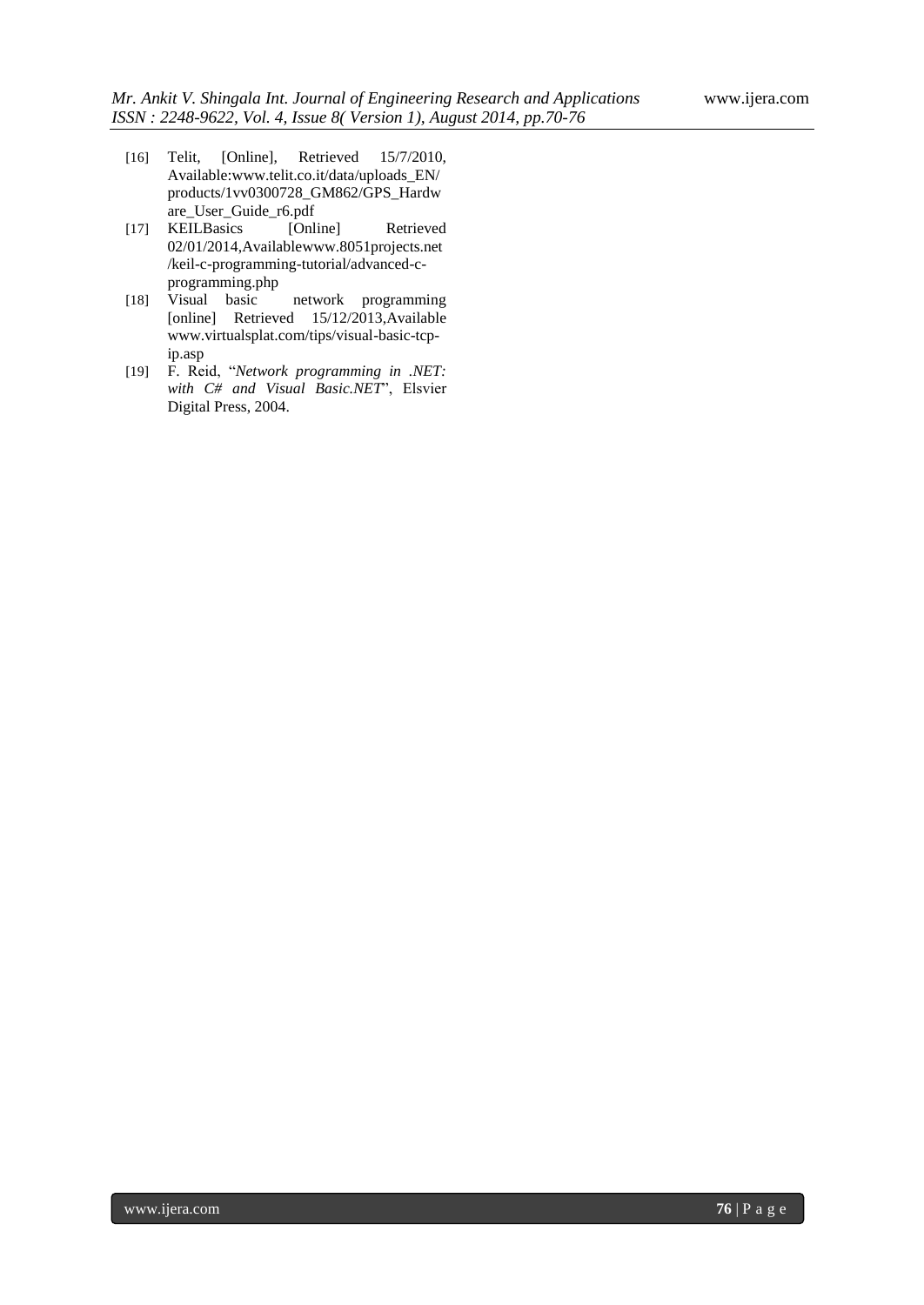[16] Telit, [Online], Retrieved 15/7/2010, Available:www.telit.co.it/data/uploads_EN/products/1vv0300728_GM862/GPS_Hardware_User_Guide_r6.pdf

[17] KEILBasics [Online] Retrieved 02/01/2014,Availablewww.8051projects.net/keil-c-programming-tutorial/advanced-c-programming.php

[18] Visual basic network programming [online] Retrieved 15/12/2013,Available www.virtualsplat.com/tips/visual-basic-tcp-ip.asp

[19] F. Reid, "*Network programming in .NET: with C# and Visual Basic.NET*", Elsvier Digital Press, 2004.